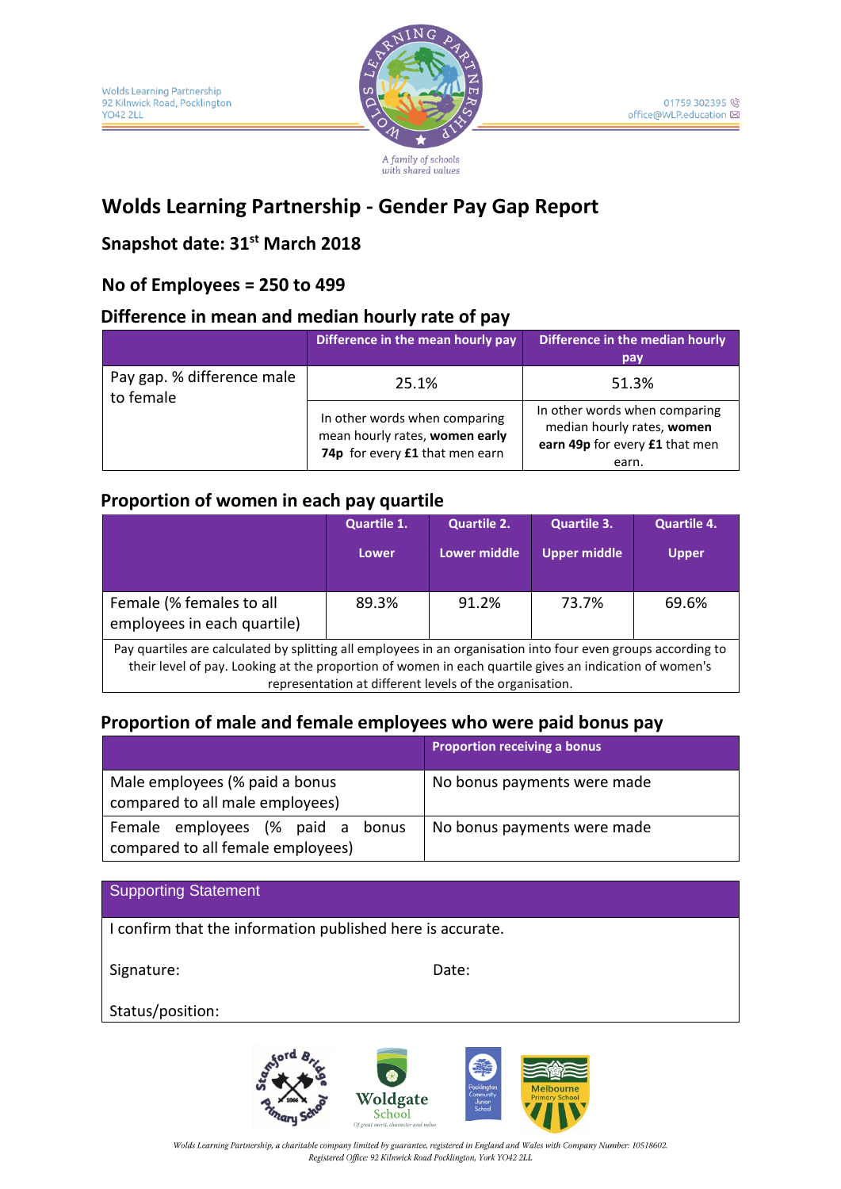Wolds Learning Partnership
92 Kilnwick Road, Pocklington
YO42 2LL

01759 302395
office@WLP.education

*A family of schools with shared values*

# Wolds Learning Partnership - Gender Pay Gap Report

## Snapshot date: 31st March 2018

## No of Employees = 250 to 499

### Difference in mean and median hourly rate of pay

| | Difference in the mean hourly pay | Difference in the median hourly pay |
|---|---|---|
| Pay gap. % difference male to female | 25.1% | 51.3% |
| | In other words when comparing mean hourly rates, **women early 74p** for every **£1** that men earn | In other words when comparing median hourly rates, **women earn 49p** for every **£1** that men earn. |

### Proportion of women in each pay quartile

| | Quartile 1. Lower | Quartile 2. Lower middle | Quartile 3. Upper middle | Quartile 4. Upper |
|---|---|---|---|---|
| Female (% females to all employees in each quartile) | 89.3% | 91.2% | 73.7% | 69.6% |

Pay quartiles are calculated by splitting all employees in an organisation into four even groups according to their level of pay. Looking at the proportion of women in each quartile gives an indication of women's representation at different levels of the organisation.

### Proportion of male and female employees who were paid bonus pay

| | Proportion receiving a bonus |
|---|---|
| Male employees (% paid a bonus compared to all male employees) | No bonus payments were made |
| Female employees (% paid a bonus compared to all female employees) | No bonus payments were made |

| Supporting Statement |
|---|
| I confirm that the information published here is accurate. |
| Signature: Date: |
| Status/position: |

Stamford Bridge Primary School · Woldgate School · Pocklington Community Junior School · Melbourne Primary School

*Wolds Learning Partnership, a charitable company limited by guarantee, registered in England and Wales with Company Number: 10518602. Registered Office: 92 Kilnwick Road Pocklington, York YO42 2LL*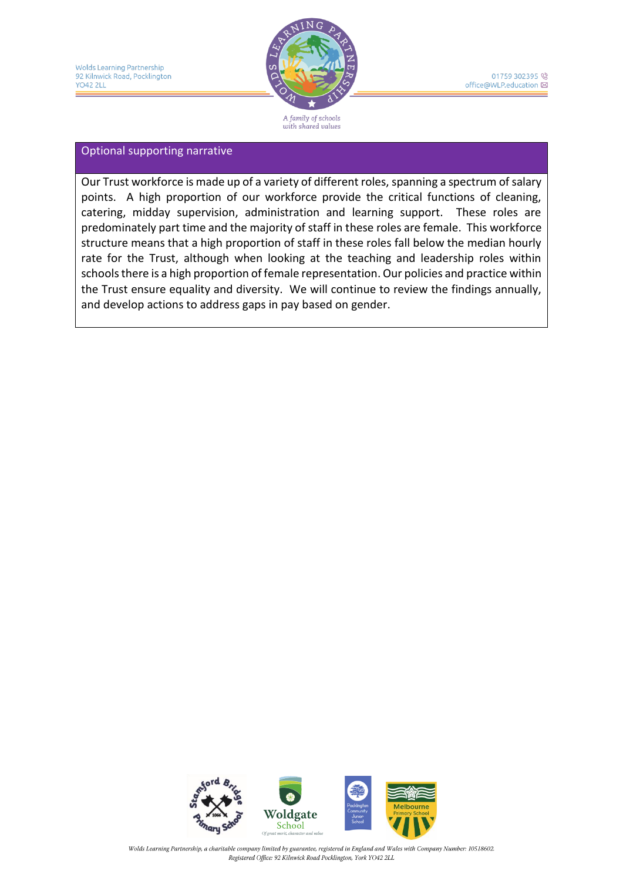## Optional supporting narrative

Our Trust workforce is made up of a variety of different roles, spanning a spectrum of salary points. A high proportion of our workforce provide the critical functions of cleaning, catering, midday supervision, administration and learning support. These roles are predominately part time and the majority of staff in these roles are female. This workforce structure means that a high proportion of staff in these roles fall below the median hourly rate for the Trust, although when looking at the teaching and leadership roles within schools there is a high proportion of female representation. Our policies and practice within the Trust ensure equality and diversity. We will continue to review the findings annually, and develop actions to address gaps in pay based on gender.